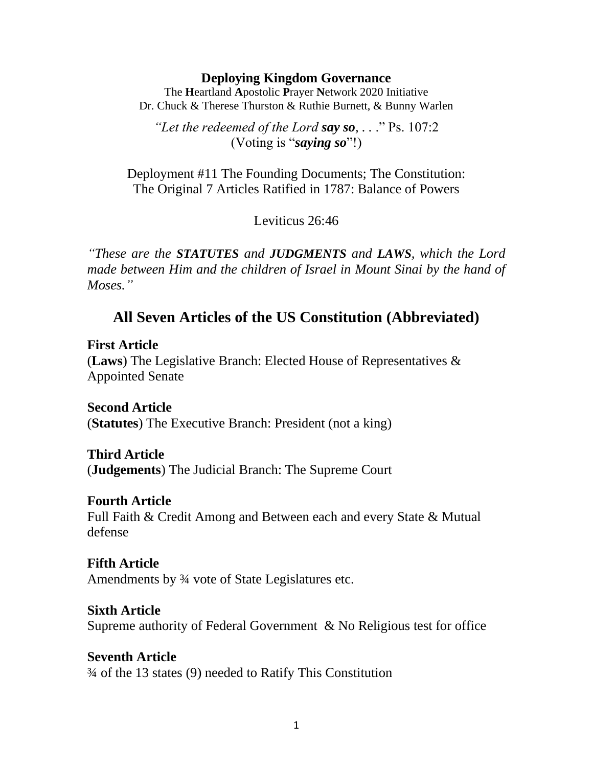**Deploying Kingdom Governance**

The **H**eartland **A**postolic **P**rayer **N**etwork 2020 Initiative
Dr. Chuck & Therese Thurston & Ruthie Burnett, & Bunny Warlen

*"Let the redeemed of the Lord **say so**, . . ."* Ps. 107:2
(Voting is "***saying so***"!)

Deployment #11 The Founding Documents; The Constitution:
The Original 7 Articles Ratified in 1787: Balance of Powers

Leviticus 26:46

*"These are the **STATUTES** and **JUDGMENTS** and **LAWS**, which the Lord made between Him and the children of Israel in Mount Sinai by the hand of Moses."*

## All Seven Articles of the US Constitution (Abbreviated)

**First Article**
(**Laws**) The Legislative Branch: Elected House of Representatives & Appointed Senate

**Second Article**
(**Statutes**) The Executive Branch: President (not a king)

**Third Article**
(**Judgements**) The Judicial Branch: The Supreme Court

**Fourth Article**
Full Faith & Credit Among and Between each and every State & Mutual defense

**Fifth Article**
Amendments by ¾ vote of State Legislatures etc.

**Sixth Article**
Supreme authority of Federal Government & No Religious test for office

**Seventh Article**
¾ of the 13 states (9) needed to Ratify This Constitution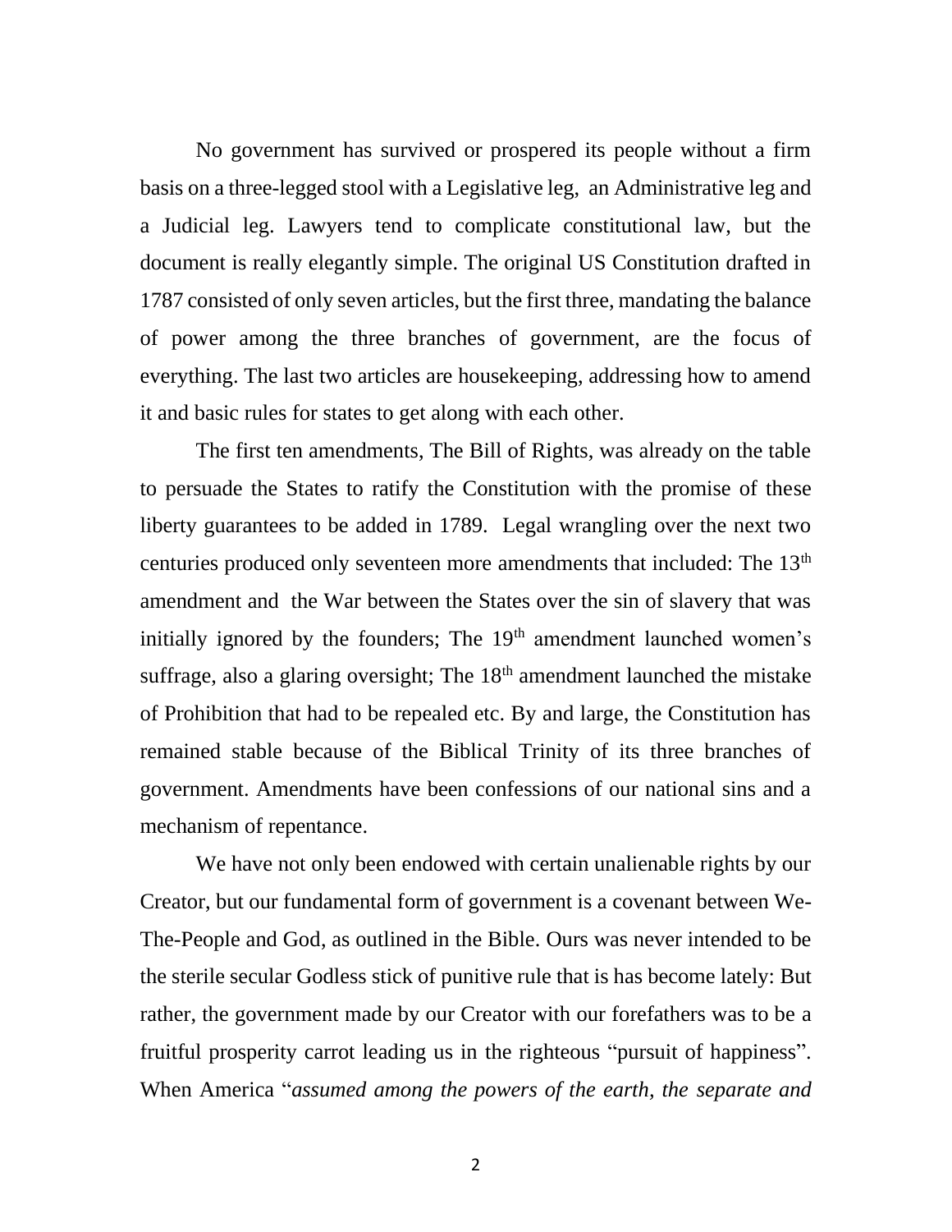No government has survived or prospered its people without a firm basis on a three-legged stool with a Legislative leg, an Administrative leg and a Judicial leg. Lawyers tend to complicate constitutional law, but the document is really elegantly simple. The original US Constitution drafted in 1787 consisted of only seven articles, but the first three, mandating the balance of power among the three branches of government, are the focus of everything. The last two articles are housekeeping, addressing how to amend it and basic rules for states to get along with each other.

The first ten amendments, The Bill of Rights, was already on the table to persuade the States to ratify the Constitution with the promise of these liberty guarantees to be added in 1789. Legal wrangling over the next two centuries produced only seventeen more amendments that included: The 13th amendment and the War between the States over the sin of slavery that was initially ignored by the founders; The 19th amendment launched women's suffrage, also a glaring oversight; The 18th amendment launched the mistake of Prohibition that had to be repealed etc. By and large, the Constitution has remained stable because of the Biblical Trinity of its three branches of government. Amendments have been confessions of our national sins and a mechanism of repentance.

We have not only been endowed with certain unalienable rights by our Creator, but our fundamental form of government is a covenant between We-The-People and God, as outlined in the Bible. Ours was never intended to be the sterile secular Godless stick of punitive rule that is has become lately: But rather, the government made by our Creator with our forefathers was to be a fruitful prosperity carrot leading us in the righteous "pursuit of happiness". When America "*assumed among the powers of the earth, the separate and*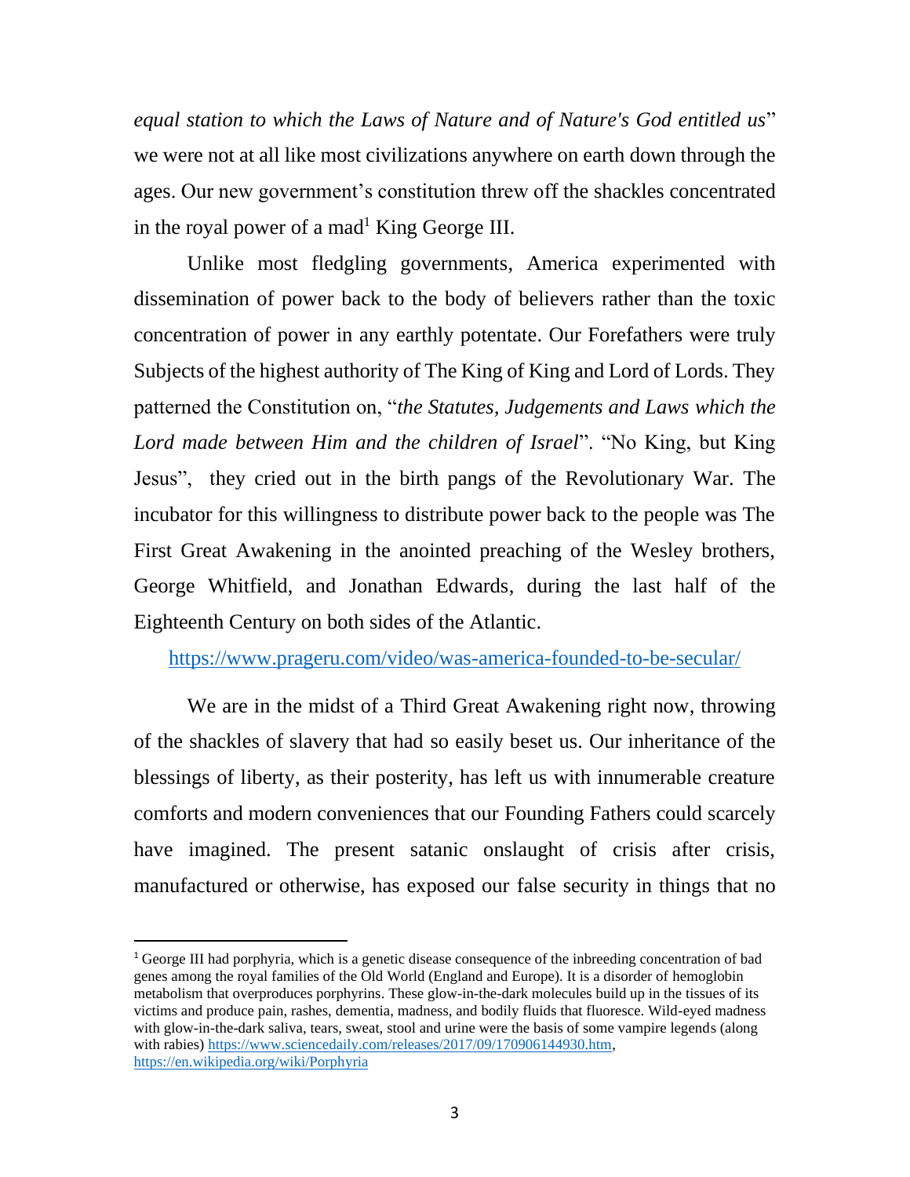*equal station to which the Laws of Nature and of Nature's God entitled us*" we were not at all like most civilizations anywhere on earth down through the ages. Our new government's constitution threw off the shackles concentrated in the royal power of a mad[1] King George III.

Unlike most fledgling governments, America experimented with dissemination of power back to the body of believers rather than the toxic concentration of power in any earthly potentate. Our Forefathers were truly Subjects of the highest authority of The King of King and Lord of Lords. They patterned the Constitution on, "*the Statutes, Judgements and Laws which the Lord made between Him and the children of Israel*". "No King, but King Jesus", they cried out in the birth pangs of the Revolutionary War. The incubator for this willingness to distribute power back to the people was The First Great Awakening in the anointed preaching of the Wesley brothers, George Whitfield, and Jonathan Edwards, during the last half of the Eighteenth Century on both sides of the Atlantic.

https://www.prageru.com/video/was-america-founded-to-be-secular/

We are in the midst of a Third Great Awakening right now, throwing of the shackles of slavery that had so easily beset us. Our inheritance of the blessings of liberty, as their posterity, has left us with innumerable creature comforts and modern conveniences that our Founding Fathers could scarcely have imagined. The present satanic onslaught of crisis after crisis, manufactured or otherwise, has exposed our false security in things that no

---

[1] George III had porphyria, which is a genetic disease consequence of the inbreeding concentration of bad genes among the royal families of the Old World (England and Europe). It is a disorder of hemoglobin metabolism that overproduces porphyrins. These glow-in-the-dark molecules build up in the tissues of its victims and produce pain, rashes, dementia, madness, and bodily fluids that fluoresce. Wild-eyed madness with glow-in-the-dark saliva, tears, sweat, stool and urine were the basis of some vampire legends (along with rabies) https://www.sciencedaily.com/releases/2017/09/170906144930.htm, https://en.wikipedia.org/wiki/Porphyria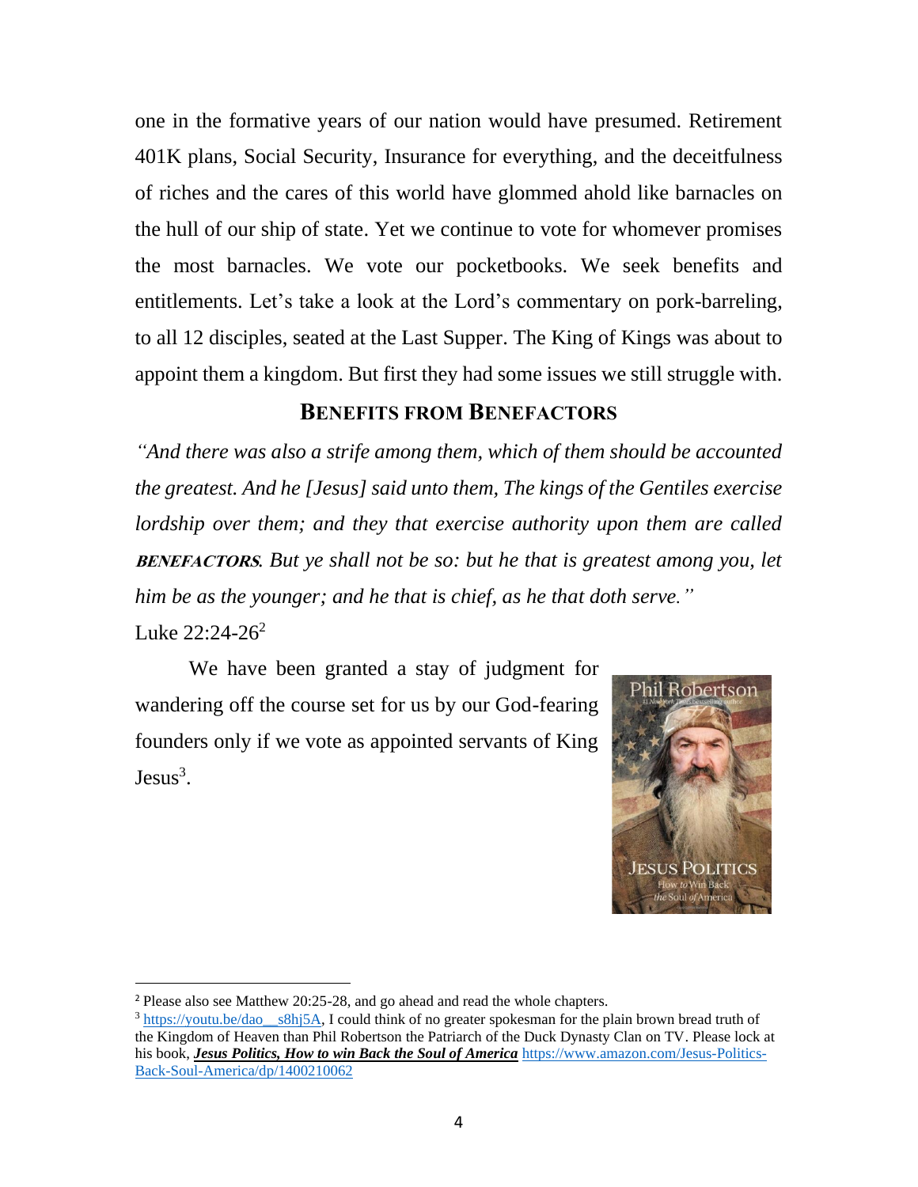one in the formative years of our nation would have presumed. Retirement 401K plans, Social Security, Insurance for everything, and the deceitfulness of riches and the cares of this world have glommed ahold like barnacles on the hull of our ship of state. Yet we continue to vote for whomever promises the most barnacles. We vote our pocketbooks. We seek benefits and entitlements. Let's take a look at the Lord's commentary on pork-barreling, to all 12 disciples, seated at the Last Supper. The King of Kings was about to appoint them a kingdom. But first they had some issues we still struggle with.

## BENEFITS FROM BENEFACTORS

*"And there was also a strife among them, which of them should be accounted the greatest. And he [Jesus] said unto them, The kings of the Gentiles exercise lordship over them; and they that exercise authority upon them are called* ***BENEFACTORS****. But ye shall not be so: but he that is greatest among you, let him be as the younger; and he that is chief, as he that doth serve."*
Luke 22:24-26[2]

We have been granted a stay of judgment for wandering off the course set for us by our God-fearing founders only if we vote as appointed servants of King Jesus[3].

---

[2] Please also see Matthew 20:25-28, and go ahead and read the whole chapters.

[3] https://youtu.be/dao__s8hj5A, I could think of no greater spokesman for the plain brown bread truth of the Kingdom of Heaven than Phil Robertson the Patriarch of the Duck Dynasty Clan on TV. Please lock at his book, ***Jesus Politics, How to win Back the Soul of America*** https://www.amazon.com/Jesus-Politics-Back-Soul-America/dp/1400210062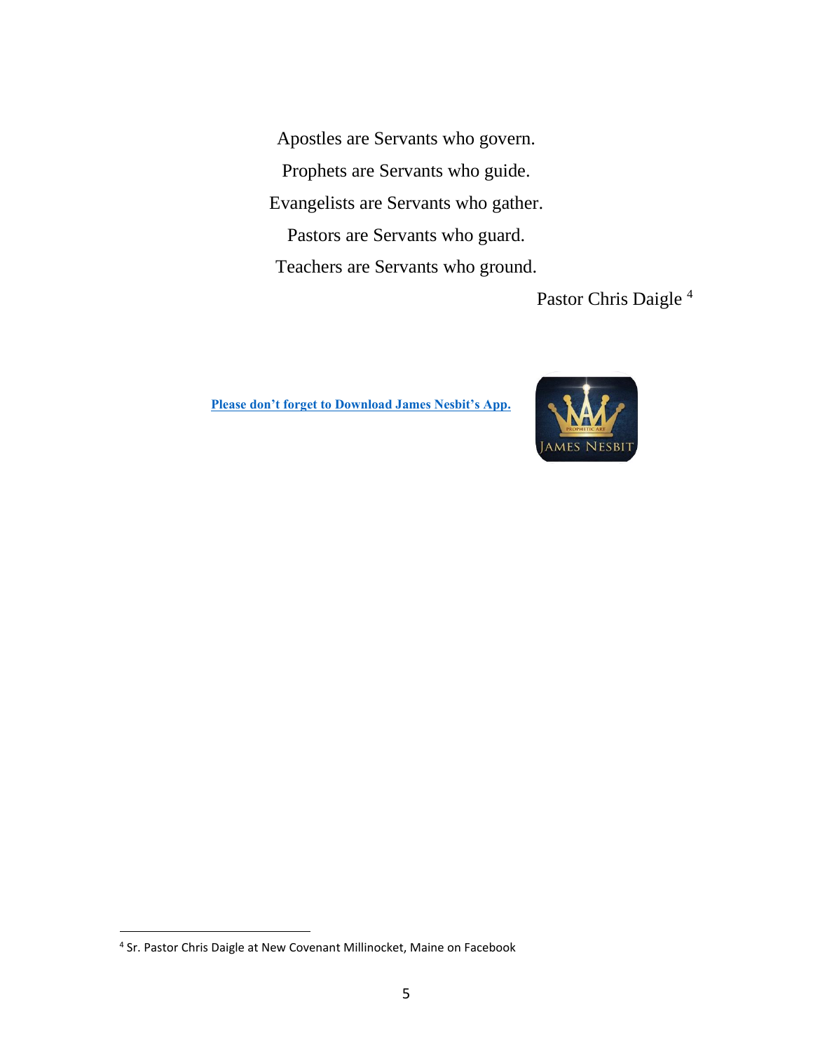Apostles are Servants who govern.

Prophets are Servants who guide.

Evangelists are Servants who gather.

Pastors are Servants who guard.

Teachers are Servants who ground.

Pastor Chris Daigle [4]

**Please don't forget to Download James Nesbit's App.**

[4] Sr. Pastor Chris Daigle at New Covenant Millinocket, Maine on Facebook